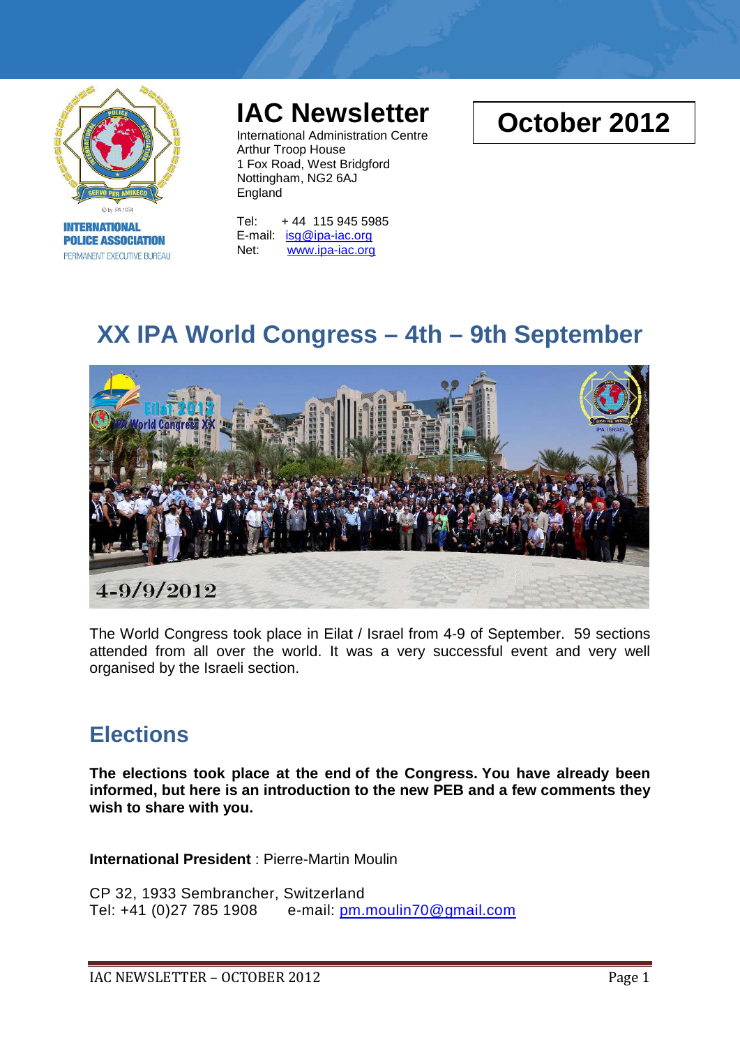INTERNATIONAL POLICE ASSOCIATION
PERMANENT EXECUTIVE BUREAU

# IAC Newsletter

International Administration Centre
Arthur Troop House
1 Fox Road, West Bridgford
Nottingham, NG2 6AJ
England

Tel: + 44 115 945 5985
E-mail: isg@ipa-iac.org
Net: www.ipa-iac.org

**October 2012**

## XX IPA World Congress – 4th – 9th September

The World Congress took place in Eilat / Israel from 4-9 of September. 59 sections attended from all over the world. It was a very successful event and very well organised by the Israeli section.

## Elections

**The elections took place at the end of the Congress. You have already been informed, but here is an introduction to the new PEB and a few comments they wish to share with you.**

**International President** : Pierre-Martin Moulin

CP 32, 1933 Sembrancher, Switzerland
Tel: +41 (0)27 785 1908 e-mail: pm.moulin70@gmail.com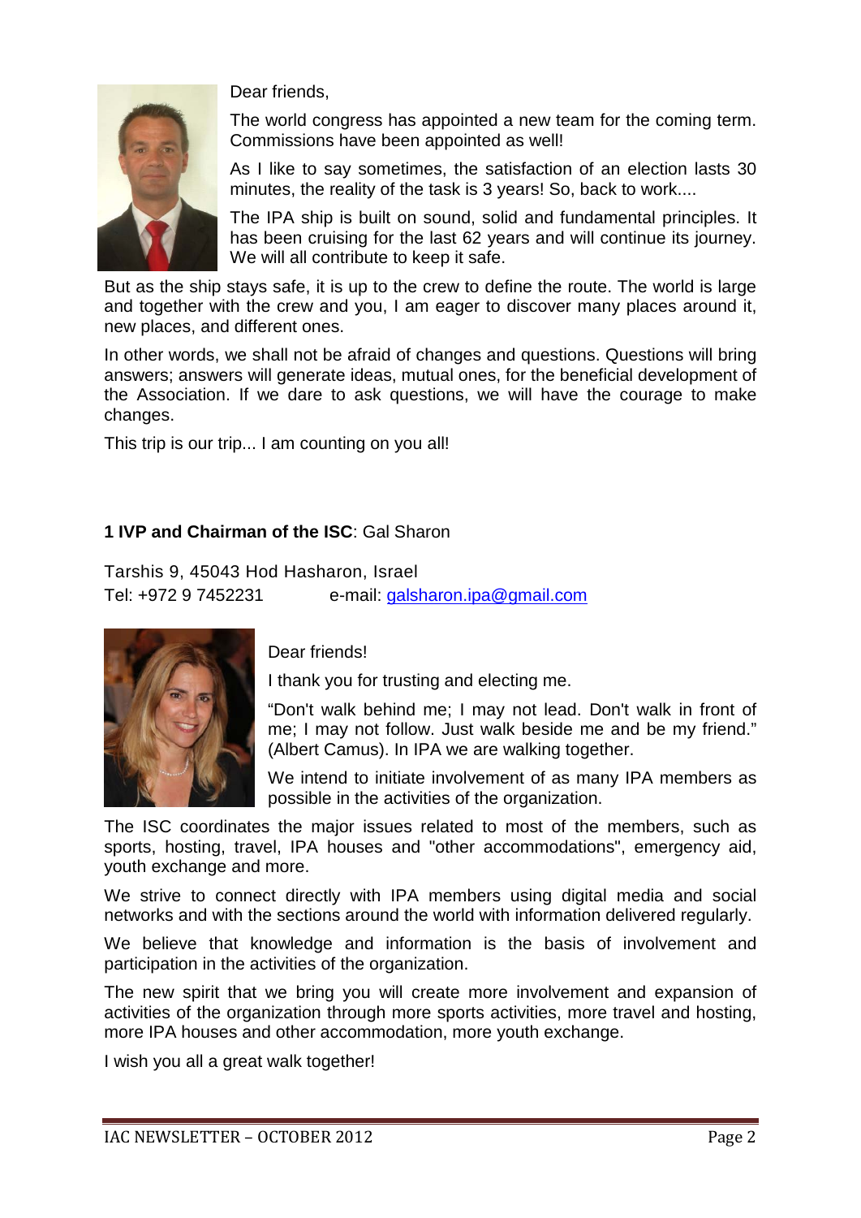Dear friends,

The world congress has appointed a new team for the coming term. Commissions have been appointed as well!

As I like to say sometimes, the satisfaction of an election lasts 30 minutes, the reality of the task is 3 years! So, back to work....

The IPA ship is built on sound, solid and fundamental principles. It has been cruising for the last 62 years and will continue its journey. We will all contribute to keep it safe.

But as the ship stays safe, it is up to the crew to define the route. The world is large and together with the crew and you, I am eager to discover many places around it, new places, and different ones.

In other words, we shall not be afraid of changes and questions. Questions will bring answers; answers will generate ideas, mutual ones, for the beneficial development of the Association. If we dare to ask questions, we will have the courage to make changes.

This trip is our trip... I am counting on you all!

**1 IVP and Chairman of the ISC**: Gal Sharon

Tarshis 9, 45043 Hod Hasharon, Israel
Tel: +972 9 7452231 e-mail: galsharon.ipa@gmail.com

Dear friends!

I thank you for trusting and electing me.

"Don't walk behind me; I may not lead. Don't walk in front of me; I may not follow. Just walk beside me and be my friend." (Albert Camus). In IPA we are walking together.

We intend to initiate involvement of as many IPA members as possible in the activities of the organization.

The ISC coordinates the major issues related to most of the members, such as sports, hosting, travel, IPA houses and "other accommodations", emergency aid, youth exchange and more.

We strive to connect directly with IPA members using digital media and social networks and with the sections around the world with information delivered regularly.

We believe that knowledge and information is the basis of involvement and participation in the activities of the organization.

The new spirit that we bring you will create more involvement and expansion of activities of the organization through more sports activities, more travel and hosting, more IPA houses and other accommodation, more youth exchange.

I wish you all a great walk together!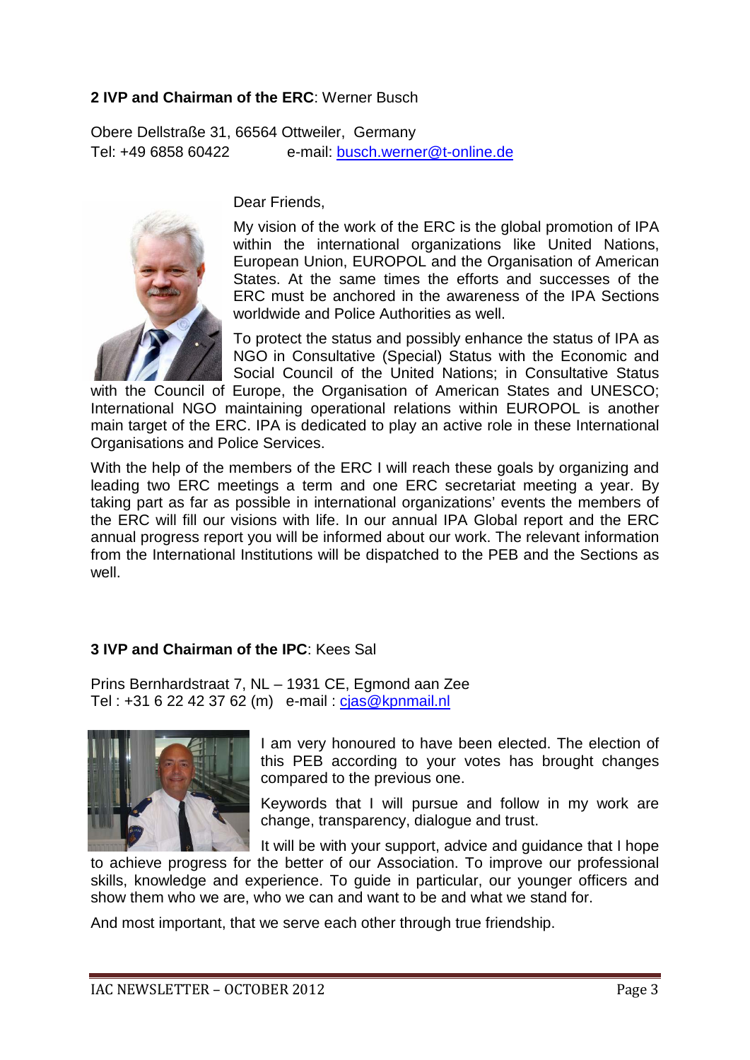**2 IVP and Chairman of the ERC**: Werner Busch

Obere Dellstraße 31, 66564 Ottweiler, Germany
Tel: +49 6858 60422 e-mail: busch.werner@t-online.de

Dear Friends,

My vision of the work of the ERC is the global promotion of IPA within the international organizations like United Nations, European Union, EUROPOL and the Organisation of American States. At the same times the efforts and successes of the ERC must be anchored in the awareness of the IPA Sections worldwide and Police Authorities as well.

To protect the status and possibly enhance the status of IPA as NGO in Consultative (Special) Status with the Economic and Social Council of the United Nations; in Consultative Status with the Council of Europe, the Organisation of American States and UNESCO; International NGO maintaining operational relations within EUROPOL is another main target of the ERC. IPA is dedicated to play an active role in these International Organisations and Police Services.

With the help of the members of the ERC I will reach these goals by organizing and leading two ERC meetings a term and one ERC secretariat meeting a year. By taking part as far as possible in international organizations' events the members of the ERC will fill our visions with life. In our annual IPA Global report and the ERC annual progress report you will be informed about our work. The relevant information from the International Institutions will be dispatched to the PEB and the Sections as well.

**3 IVP and Chairman of the IPC**: Kees Sal

Prins Bernhardstraat 7, NL – 1931 CE, Egmond aan Zee
Tel : +31 6 22 42 37 62 (m) e-mail : cjas@kpnmail.nl

I am very honoured to have been elected. The election of this PEB according to your votes has brought changes compared to the previous one.

Keywords that I will pursue and follow in my work are change, transparency, dialogue and trust.

It will be with your support, advice and guidance that I hope to achieve progress for the better of our Association. To improve our professional skills, knowledge and experience. To guide in particular, our younger officers and show them who we are, who we can and want to be and what we stand for.

And most important, that we serve each other through true friendship.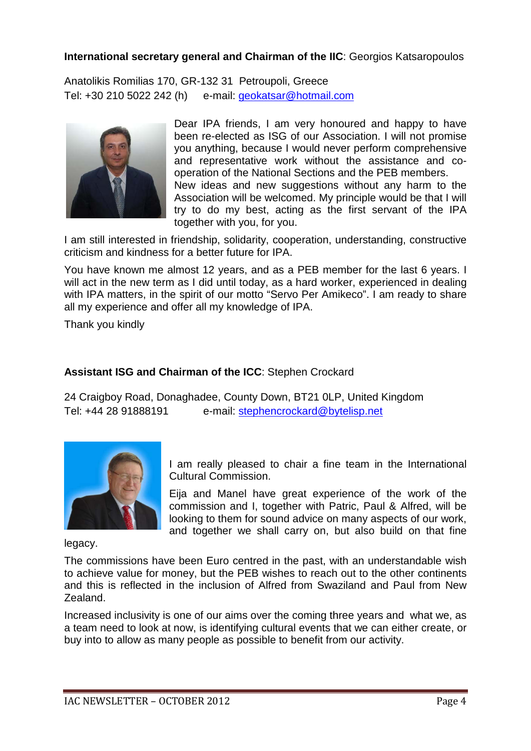**International secretary general and Chairman of the IIC**: Georgios Katsaropoulos

Anatolikis Romilias 170, GR-132 31 Petroupoli, Greece
Tel: +30 210 5022 242 (h) e-mail: geokatsar@hotmail.com

Dear IPA friends, I am very honoured and happy to have been re-elected as ISG of our Association. I will not promise you anything, because I would never perform comprehensive and representative work without the assistance and co-operation of the National Sections and the PEB members.
New ideas and new suggestions without any harm to the Association will be welcomed. My principle would be that I will try to do my best, acting as the first servant of the IPA together with you, for you.

I am still interested in friendship, solidarity, cooperation, understanding, constructive criticism and kindness for a better future for IPA.

You have known me almost 12 years, and as a PEB member for the last 6 years. I will act in the new term as I did until today, as a hard worker, experienced in dealing with IPA matters, in the spirit of our motto "Servo Per Amikeco". I am ready to share all my experience and offer all my knowledge of IPA.

Thank you kindly

**Assistant ISG and Chairman of the ICC**: Stephen Crockard

24 Craigboy Road, Donaghadee, County Down, BT21 0LP, United Kingdom
Tel: +44 28 91888191 e-mail: stephencrockard@bytelisp.net

I am really pleased to chair a fine team in the International Cultural Commission.

Eija and Manel have great experience of the work of the commission and I, together with Patric, Paul & Alfred, will be looking to them for sound advice on many aspects of our work, and together we shall carry on, but also build on that fine legacy.

The commissions have been Euro centred in the past, with an understandable wish to achieve value for money, but the PEB wishes to reach out to the other continents and this is reflected in the inclusion of Alfred from Swaziland and Paul from New Zealand.

Increased inclusivity is one of our aims over the coming three years and what we, as a team need to look at now, is identifying cultural events that we can either create, or buy into to allow as many people as possible to benefit from our activity.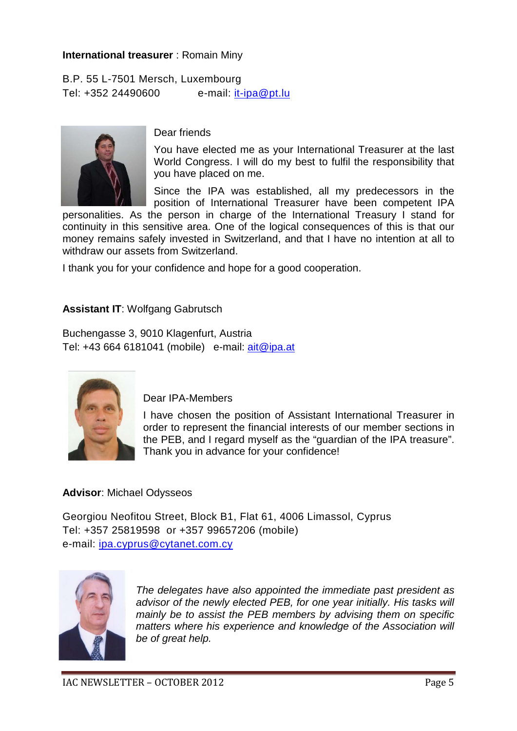**International treasurer** : Romain Miny

B.P. 55 L-7501 Mersch, Luxembourg
Tel: +352 24490600 e-mail: it-ipa@pt.lu

Dear friends

You have elected me as your International Treasurer at the last World Congress. I will do my best to fulfil the responsibility that you have placed on me.

Since the IPA was established, all my predecessors in the position of International Treasurer have been competent IPA personalities. As the person in charge of the International Treasury I stand for continuity in this sensitive area. One of the logical consequences of this is that our money remains safely invested in Switzerland, and that I have no intention at all to withdraw our assets from Switzerland.

I thank you for your confidence and hope for a good cooperation.

**Assistant IT**: Wolfgang Gabrutsch

Buchengasse 3, 9010 Klagenfurt, Austria
Tel: +43 664 6181041 (mobile) e-mail: ait@ipa.at

Dear IPA-Members

I have chosen the position of Assistant International Treasurer in order to represent the financial interests of our member sections in the PEB, and I regard myself as the "guardian of the IPA treasure". Thank you in advance for your confidence!

**Advisor**: Michael Odysseos

Georgiou Neofitou Street, Block B1, Flat 61, 4006 Limassol, Cyprus
Tel: +357 25819598 or +357 99657206 (mobile)
e-mail: ipa.cyprus@cytanet.com.cy

*The delegates have also appointed the immediate past president as advisor of the newly elected PEB, for one year initially. His tasks will mainly be to assist the PEB members by advising them on specific matters where his experience and knowledge of the Association will be of great help.*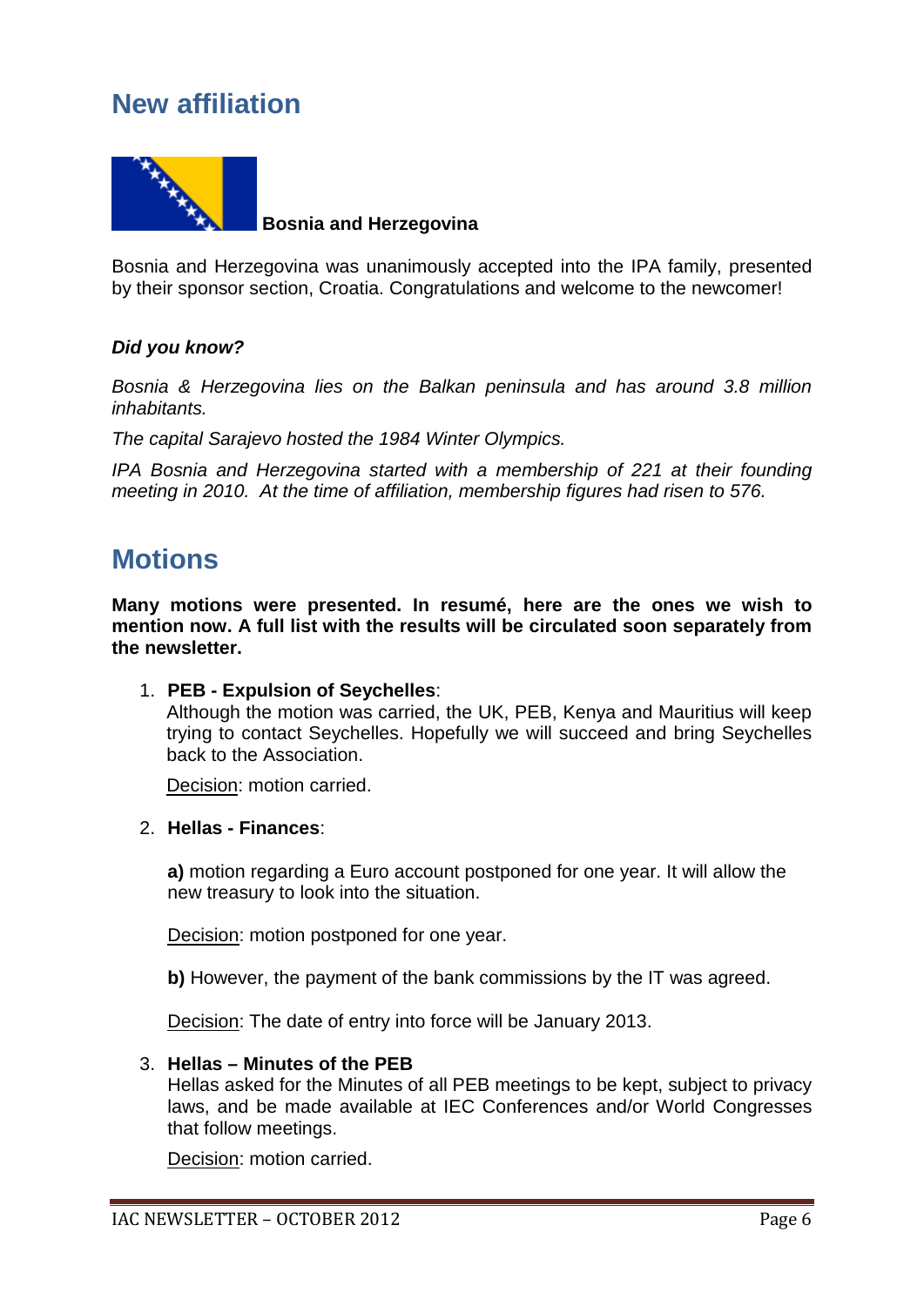## New affiliation

**Bosnia and Herzegovina**

Bosnia and Herzegovina was unanimously accepted into the IPA family, presented by their sponsor section, Croatia. Congratulations and welcome to the newcomer!

***Did you know?***

*Bosnia & Herzegovina lies on the Balkan peninsula and has around 3.8 million inhabitants.*

*The capital Sarajevo hosted the 1984 Winter Olympics.*

*IPA Bosnia and Herzegovina started with a membership of 221 at their founding meeting in 2010. At the time of affiliation, membership figures had risen to 576.*

## Motions

**Many motions were presented. In resumé, here are the ones we wish to mention now. A full list with the results will be circulated soon separately from the newsletter.**

1. **PEB - Expulsion of Seychelles**:
   Although the motion was carried, the UK, PEB, Kenya and Mauritius will keep trying to contact Seychelles. Hopefully we will succeed and bring Seychelles back to the Association.

   Decision: motion carried.

2. **Hellas - Finances**:

   **a)** motion regarding a Euro account postponed for one year. It will allow the new treasury to look into the situation.

   Decision: motion postponed for one year.

   **b)** However, the payment of the bank commissions by the IT was agreed.

   Decision: The date of entry into force will be January 2013.

3. **Hellas – Minutes of the PEB**
   Hellas asked for the Minutes of all PEB meetings to be kept, subject to privacy laws, and be made available at IEC Conferences and/or World Congresses that follow meetings.

   Decision: motion carried.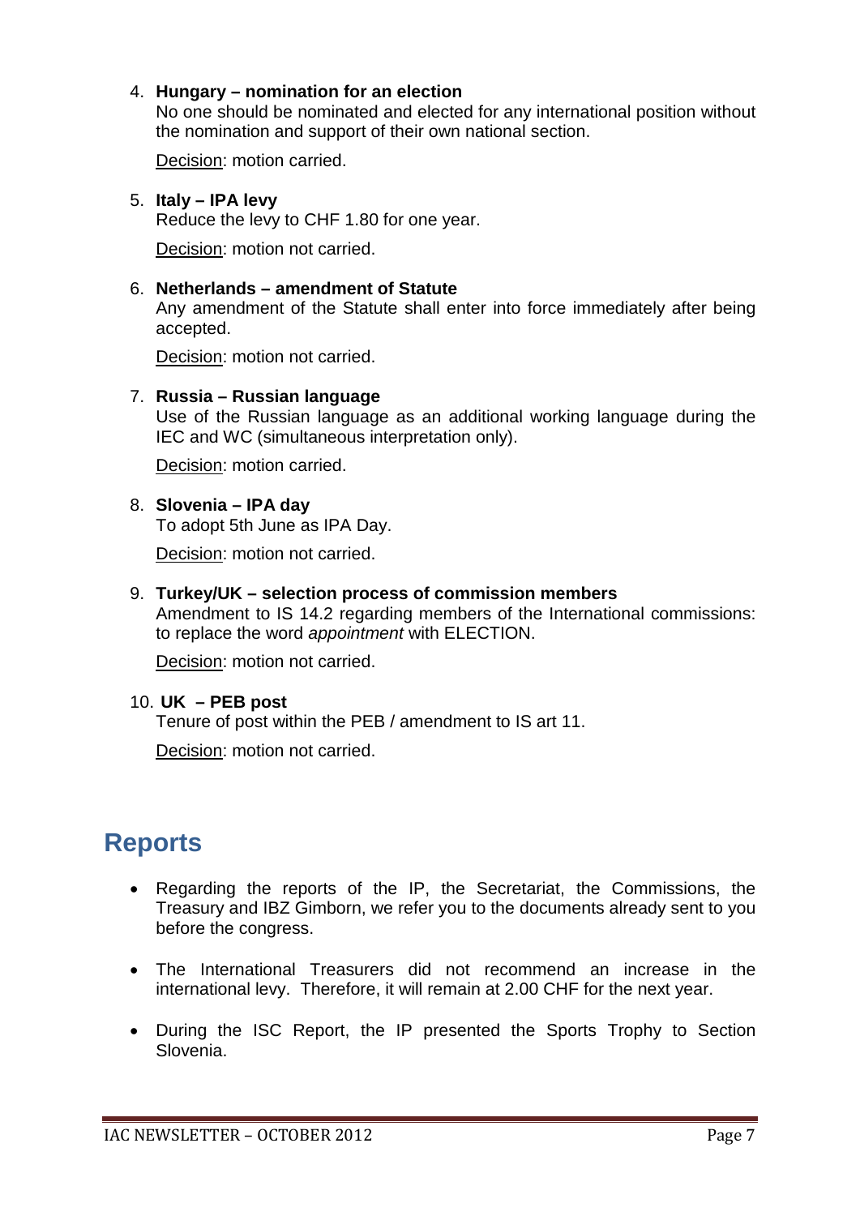4. **Hungary – nomination for an election**
   No one should be nominated and elected for any international position without the nomination and support of their own national section.

   Decision: motion carried.

5. **Italy – IPA levy**
   Reduce the levy to CHF 1.80 for one year.

   Decision: motion not carried.

6. **Netherlands – amendment of Statute**
   Any amendment of the Statute shall enter into force immediately after being accepted.

   Decision: motion not carried.

7. **Russia – Russian language**
   Use of the Russian language as an additional working language during the IEC and WC (simultaneous interpretation only).

   Decision: motion carried.

8. **Slovenia – IPA day**
   To adopt 5th June as IPA Day.

   Decision: motion not carried.

9. **Turkey/UK – selection process of commission members**
   Amendment to IS 14.2 regarding members of the International commissions: to replace the word *appointment* with ELECTION.

   Decision: motion not carried.

10. **UK – PEB post**
    Tenure of post within the PEB / amendment to IS art 11.

    Decision: motion not carried.

## Reports

- Regarding the reports of the IP, the Secretariat, the Commissions, the Treasury and IBZ Gimborn, we refer you to the documents already sent to you before the congress.

- The International Treasurers did not recommend an increase in the international levy. Therefore, it will remain at 2.00 CHF for the next year.

- During the ISC Report, the IP presented the Sports Trophy to Section Slovenia.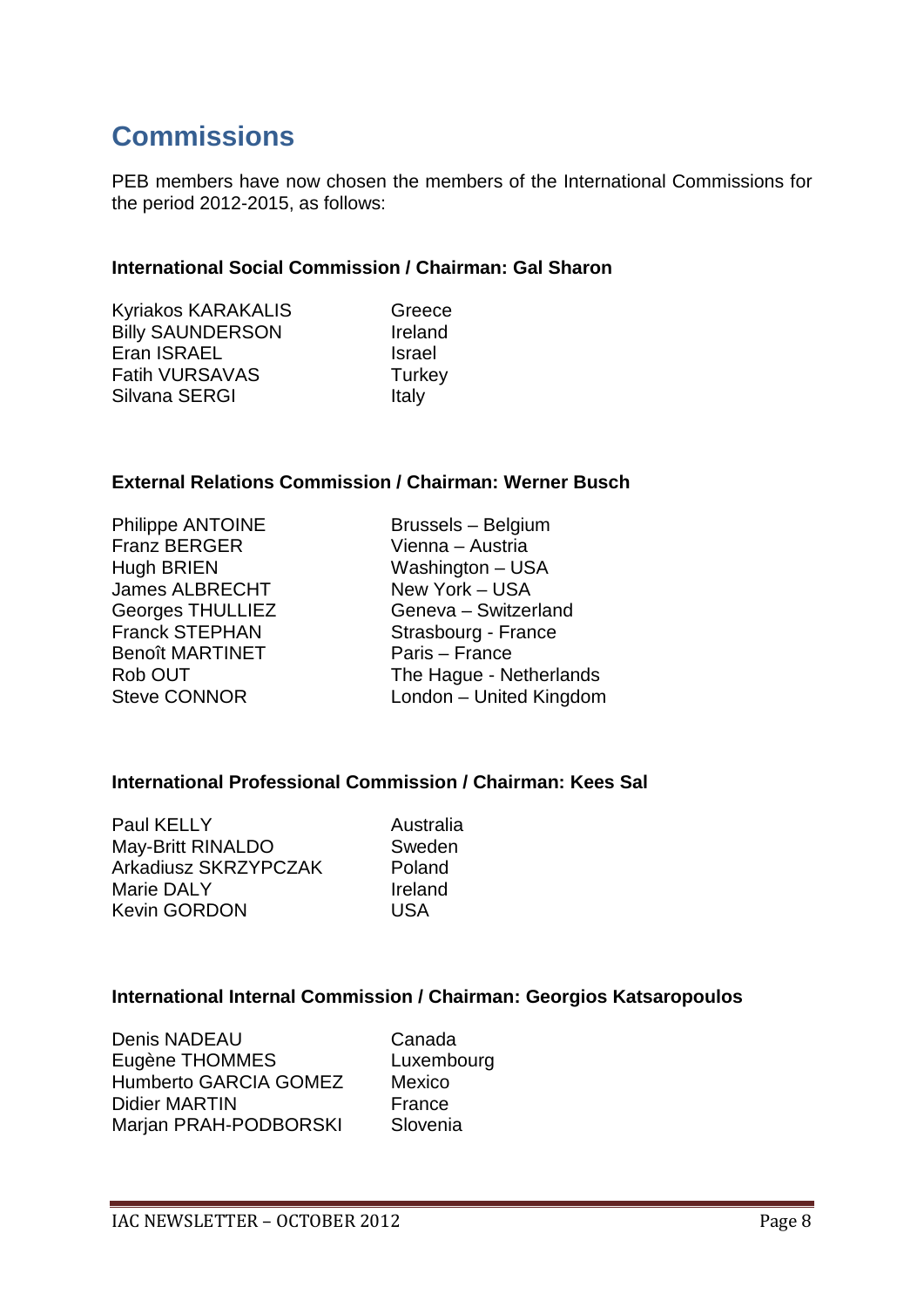## Commissions

PEB members have now chosen the members of the International Commissions for the period 2012-2015, as follows:

**International Social Commission / Chairman: Gal Sharon**

| | |
|---|---|
| Kyriakos KARAKALIS | Greece |
| Billy SAUNDERSON | Ireland |
| Eran ISRAEL | Israel |
| Fatih VURSAVAS | Turkey |
| Silvana SERGI | Italy |

**External Relations Commission / Chairman: Werner Busch**

| | |
|---|---|
| Philippe ANTOINE | Brussels – Belgium |
| Franz BERGER | Vienna – Austria |
| Hugh BRIEN | Washington – USA |
| James ALBRECHT | New York – USA |
| Georges THULLIEZ | Geneva – Switzerland |
| Franck STEPHAN | Strasbourg - France |
| Benoît MARTINET | Paris – France |
| Rob OUT | The Hague - Netherlands |
| Steve CONNOR | London – United Kingdom |

**International Professional Commission / Chairman: Kees Sal**

| | |
|---|---|
| Paul KELLY | Australia |
| May-Britt RINALDO | Sweden |
| Arkadiusz SKRZYPCZAK | Poland |
| Marie DALY | Ireland |
| Kevin GORDON | USA |

**International Internal Commission / Chairman: Georgios Katsaropoulos**

| | |
|---|---|
| Denis NADEAU | Canada |
| Eugène THOMMES | Luxembourg |
| Humberto GARCIA GOMEZ | Mexico |
| Didier MARTIN | France |
| Marjan PRAH-PODBORSKI | Slovenia |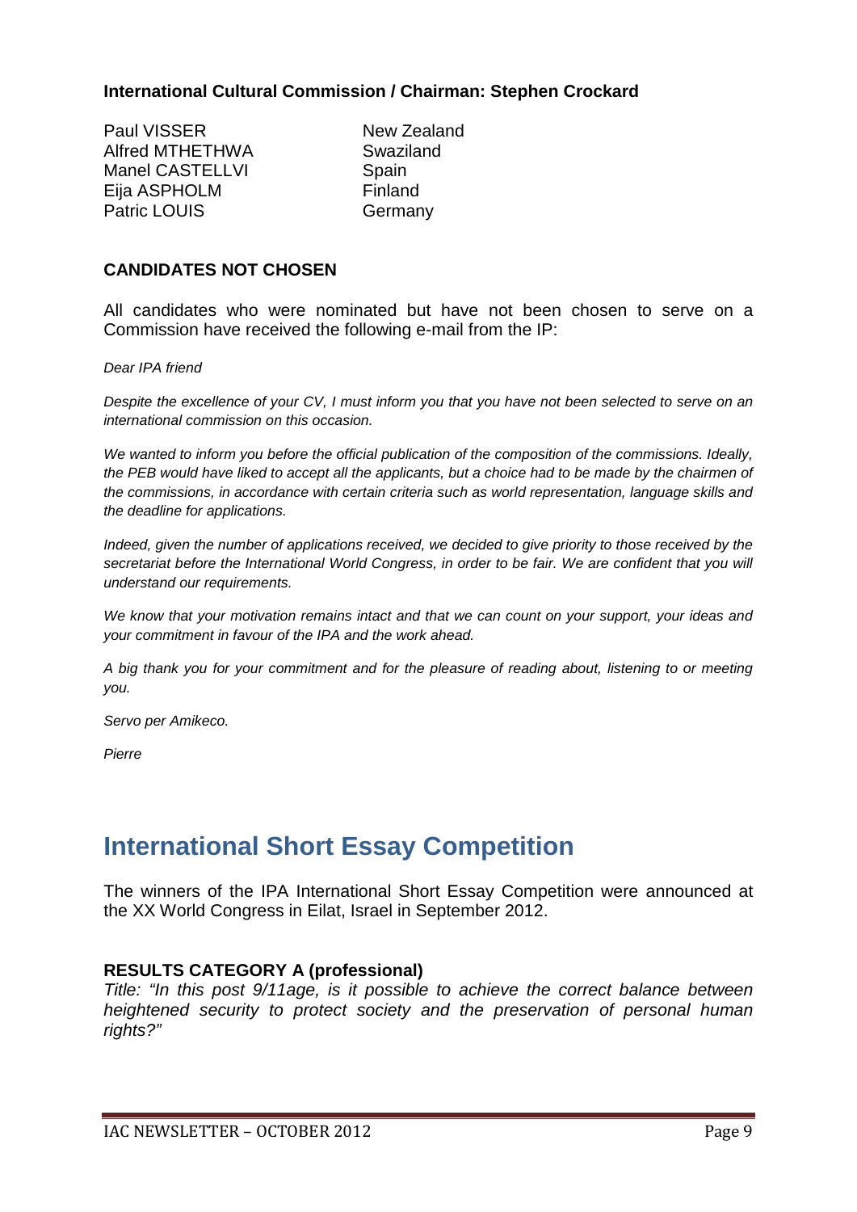**International Cultural Commission / Chairman: Stephen Crockard**

| | |
|---|---|
| Paul VISSER | New Zealand |
| Alfred MTHETHWA | Swaziland |
| Manel CASTELLVI | Spain |
| Eija ASPHOLM | Finland |
| Patric LOUIS | Germany |

**CANDIDATES NOT CHOSEN**

All candidates who were nominated but have not been chosen to serve on a Commission have received the following e-mail from the IP:

*Dear IPA friend*

*Despite the excellence of your CV, I must inform you that you have not been selected to serve on an international commission on this occasion.*

*We wanted to inform you before the official publication of the composition of the commissions. Ideally, the PEB would have liked to accept all the applicants, but a choice had to be made by the chairmen of the commissions, in accordance with certain criteria such as world representation, language skills and the deadline for applications.*

*Indeed, given the number of applications received, we decided to give priority to those received by the secretariat before the International World Congress, in order to be fair. We are confident that you will understand our requirements.*

*We know that your motivation remains intact and that we can count on your support, your ideas and your commitment in favour of the IPA and the work ahead.*

*A big thank you for your commitment and for the pleasure of reading about, listening to or meeting you.*

*Servo per Amikeco.*

*Pierre*

# International Short Essay Competition

The winners of the IPA International Short Essay Competition were announced at the XX World Congress in Eilat, Israel in September 2012.

**RESULTS CATEGORY A (professional)**
*Title: "In this post 9/11age, is it possible to achieve the correct balance between heightened security to protect society and the preservation of personal human rights?"*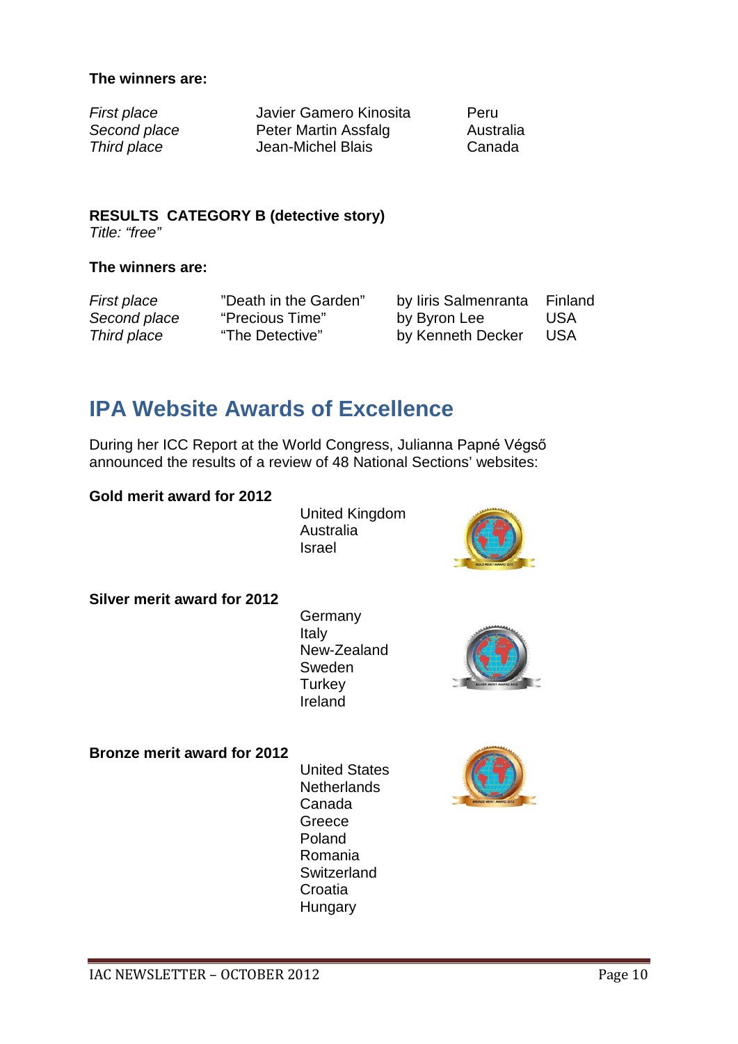**The winners are:**

| | | |
|---|---|---|
| *First place* | Javier Gamero Kinosita | Peru |
| *Second place* | Peter Martin Assfalg | Australia |
| *Third place* | Jean-Michel Blais | Canada |

**RESULTS CATEGORY B (detective story)**
*Title: "free"*

**The winners are:**

| | | | |
|---|---|---|---|
| *First place* | "Death in the Garden" | by Iiris Salmenranta | Finland |
| *Second place* | "Precious Time" | by Byron Lee | USA |
| *Third place* | "The Detective" | by Kenneth Decker | USA |

## IPA Website Awards of Excellence

During her ICC Report at the World Congress, Julianna Papné Végső announced the results of a review of 48 National Sections' websites:

**Gold merit award for 2012**

- United Kingdom
- Australia
- Israel

**Silver merit award for 2012**

- Germany
- Italy
- New-Zealand
- Sweden
- Turkey
- Ireland

**Bronze merit award for 2012**

- United States
- Netherlands
- Canada
- Greece
- Poland
- Romania
- Switzerland
- Croatia
- Hungary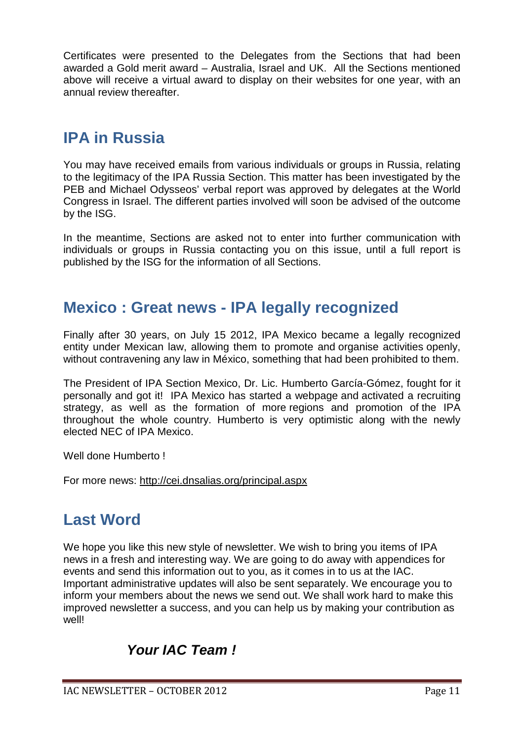Certificates were presented to the Delegates from the Sections that had been awarded a Gold merit award – Australia, Israel and UK. All the Sections mentioned above will receive a virtual award to display on their websites for one year, with an annual review thereafter.

## IPA in Russia

You may have received emails from various individuals or groups in Russia, relating to the legitimacy of the IPA Russia Section. This matter has been investigated by the PEB and Michael Odysseos' verbal report was approved by delegates at the World Congress in Israel. The different parties involved will soon be advised of the outcome by the ISG.

In the meantime, Sections are asked not to enter into further communication with individuals or groups in Russia contacting you on this issue, until a full report is published by the ISG for the information of all Sections.

## Mexico : Great news - IPA legally recognized

Finally after 30 years, on July 15 2012, IPA Mexico became a legally recognized entity under Mexican law, allowing them to promote and organise activities openly, without contravening any law in México, something that had been prohibited to them.

The President of IPA Section Mexico, Dr. Lic. Humberto García-Gómez, fought for it personally and got it! IPA Mexico has started a webpage and activated a recruiting strategy, as well as the formation of more regions and promotion of the IPA throughout the whole country. Humberto is very optimistic along with the newly elected NEC of IPA Mexico.

Well done Humberto !

For more news: http://cei.dnsalias.org/principal.aspx

## Last Word

We hope you like this new style of newsletter. We wish to bring you items of IPA news in a fresh and interesting way. We are going to do away with appendices for events and send this information out to you, as it comes in to us at the IAC. Important administrative updates will also be sent separately. We encourage you to inform your members about the news we send out. We shall work hard to make this improved newsletter a success, and you can help us by making your contribution as well!

***Your IAC Team !***